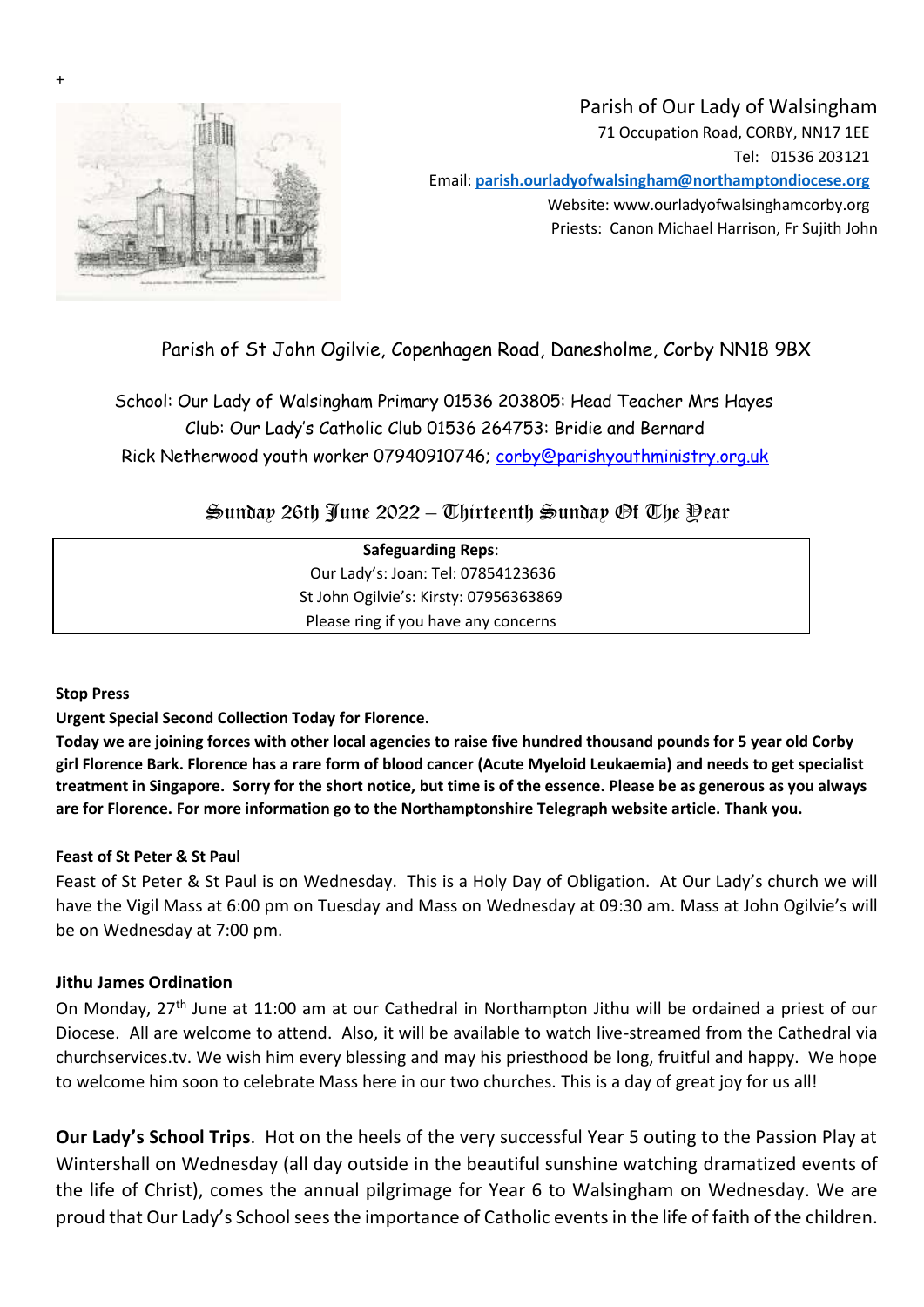+

Parish of Our Lady of Walsingham
71 Occupation Road, CORBY, NN17 1EE
Tel: 01536 203121
Email: **parish.ourladyofwalsingham@northamptondiocese.org**
Website: www.ourladyofwalsinghamcorby.org
Priests: Canon Michael Harrison, Fr Sujith John

Parish of St John Ogilvie, Copenhagen Road, Danesholme, Corby NN18 9BX

School: Our Lady of Walsingham Primary 01536 203805: Head Teacher Mrs Hayes
Club: Our Lady's Catholic Club 01536 264753: Bridie and Bernard
Rick Netherwood youth worker 07940910746; corby@parishyouthministry.org.uk

## Sunday 26th June 2022 – Thirteenth Sunday Of The Year

**Safeguarding Reps**:
Our Lady's: Joan: Tel: 07854123636
St John Ogilvie's: Kirsty: 07956363869
Please ring if you have any concerns

**Stop Press**

**Urgent Special Second Collection Today for Florence.**

**Today we are joining forces with other local agencies to raise five hundred thousand pounds for 5 year old Corby girl Florence Bark. Florence has a rare form of blood cancer (Acute Myeloid Leukaemia) and needs to get specialist treatment in Singapore. Sorry for the short notice, but time is of the essence. Please be as generous as you always are for Florence. For more information go to the Northamptonshire Telegraph website article. Thank you.**

**Feast of St Peter & St Paul**

Feast of St Peter & St Paul is on Wednesday. This is a Holy Day of Obligation. At Our Lady's church we will have the Vigil Mass at 6:00 pm on Tuesday and Mass on Wednesday at 09:30 am. Mass at John Ogilvie's will be on Wednesday at 7:00 pm.

**Jithu James Ordination**

On Monday, 27th June at 11:00 am at our Cathedral in Northampton Jithu will be ordained a priest of our Diocese. All are welcome to attend. Also, it will be available to watch live-streamed from the Cathedral via churchservices.tv. We wish him every blessing and may his priesthood be long, fruitful and happy. We hope to welcome him soon to celebrate Mass here in our two churches. This is a day of great joy for us all!

**Our Lady's School Trips**. Hot on the heels of the very successful Year 5 outing to the Passion Play at Wintershall on Wednesday (all day outside in the beautiful sunshine watching dramatized events of the life of Christ), comes the annual pilgrimage for Year 6 to Walsingham on Wednesday. We are proud that Our Lady's School sees the importance of Catholic events in the life of faith of the children.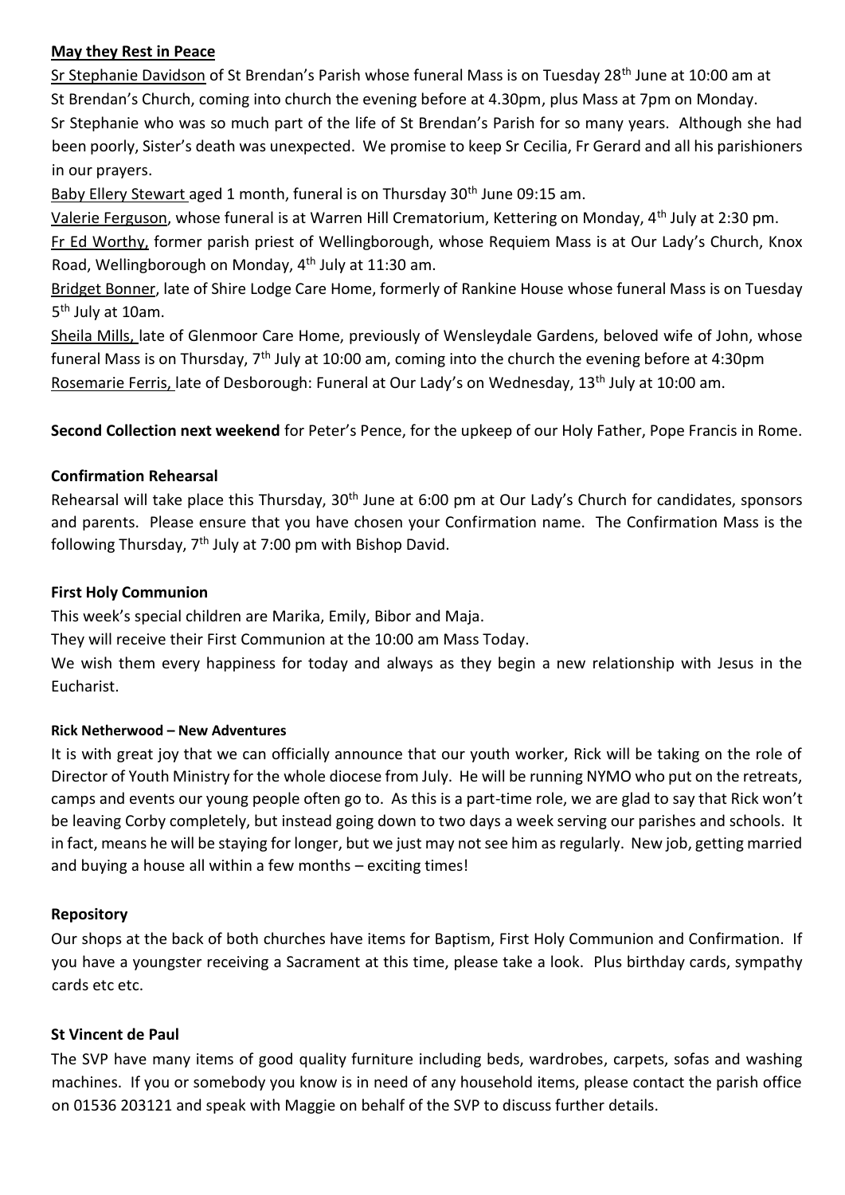**May they Rest in Peace**

Sr Stephanie Davidson of St Brendan's Parish whose funeral Mass is on Tuesday 28th June at 10:00 am at St Brendan's Church, coming into church the evening before at 4.30pm, plus Mass at 7pm on Monday.

Sr Stephanie who was so much part of the life of St Brendan's Parish for so many years. Although she had been poorly, Sister's death was unexpected. We promise to keep Sr Cecilia, Fr Gerard and all his parishioners in our prayers.

Baby Ellery Stewart aged 1 month, funeral is on Thursday 30th June 09:15 am.

Valerie Ferguson, whose funeral is at Warren Hill Crematorium, Kettering on Monday, 4th July at 2:30 pm.

Fr Ed Worthy, former parish priest of Wellingborough, whose Requiem Mass is at Our Lady's Church, Knox Road, Wellingborough on Monday, 4th July at 11:30 am.

Bridget Bonner, late of Shire Lodge Care Home, formerly of Rankine House whose funeral Mass is on Tuesday 5th July at 10am.

Sheila Mills, late of Glenmoor Care Home, previously of Wensleydale Gardens, beloved wife of John, whose funeral Mass is on Thursday, 7th July at 10:00 am, coming into the church the evening before at 4:30pm

Rosemarie Ferris, late of Desborough: Funeral at Our Lady's on Wednesday, 13th July at 10:00 am.

**Second Collection next weekend** for Peter's Pence, for the upkeep of our Holy Father, Pope Francis in Rome.

**Confirmation Rehearsal**

Rehearsal will take place this Thursday, 30th June at 6:00 pm at Our Lady's Church for candidates, sponsors and parents. Please ensure that you have chosen your Confirmation name. The Confirmation Mass is the following Thursday, 7th July at 7:00 pm with Bishop David.

**First Holy Communion**

This week's special children are Marika, Emily, Bibor and Maja.

They will receive their First Communion at the 10:00 am Mass Today.

We wish them every happiness for today and always as they begin a new relationship with Jesus in the Eucharist.

**Rick Netherwood – New Adventures**

It is with great joy that we can officially announce that our youth worker, Rick will be taking on the role of Director of Youth Ministry for the whole diocese from July. He will be running NYMO who put on the retreats, camps and events our young people often go to. As this is a part-time role, we are glad to say that Rick won't be leaving Corby completely, but instead going down to two days a week serving our parishes and schools. It in fact, means he will be staying for longer, but we just may not see him as regularly. New job, getting married and buying a house all within a few months – exciting times!

**Repository**

Our shops at the back of both churches have items for Baptism, First Holy Communion and Confirmation. If you have a youngster receiving a Sacrament at this time, please take a look. Plus birthday cards, sympathy cards etc etc.

**St Vincent de Paul**

The SVP have many items of good quality furniture including beds, wardrobes, carpets, sofas and washing machines. If you or somebody you know is in need of any household items, please contact the parish office on 01536 203121 and speak with Maggie on behalf of the SVP to discuss further details.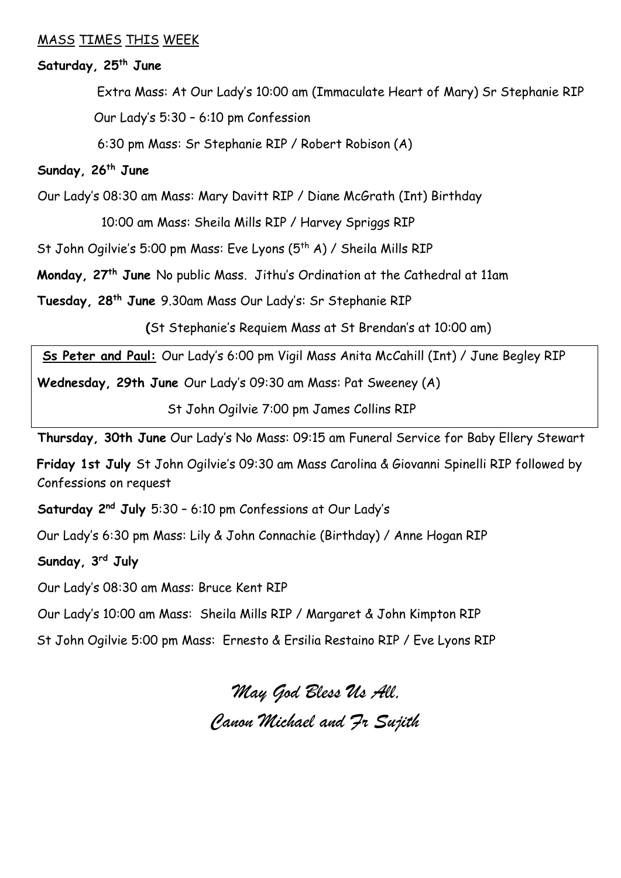MASS TIMES THIS WEEK

**Saturday, 25th June**

Extra Mass: At Our Lady's 10:00 am (Immaculate Heart of Mary) Sr Stephanie RIP

Our Lady's 5:30 – 6:10 pm Confession

6:30 pm Mass: Sr Stephanie RIP / Robert Robison (A)

**Sunday, 26th June**

Our Lady's 08:30 am Mass: Mary Davitt RIP / Diane McGrath (Int) Birthday

10:00 am Mass: Sheila Mills RIP / Harvey Spriggs RIP

St John Ogilvie's 5:00 pm Mass: Eve Lyons (5th A) / Sheila Mills RIP

**Monday, 27th June** No public Mass. Jithu's Ordination at the Cathedral at 11am

**Tuesday, 28th June** 9.30am Mass Our Lady's: Sr Stephanie RIP

(St Stephanie's Requiem Mass at St Brendan's at 10:00 am)

**Ss Peter and Paul:** Our Lady's 6:00 pm Vigil Mass Anita McCahill (Int) / June Begley RIP

**Wednesday, 29th June** Our Lady's 09:30 am Mass: Pat Sweeney (A)

St John Ogilvie 7:00 pm James Collins RIP

**Thursday, 30th June** Our Lady's No Mass: 09:15 am Funeral Service for Baby Ellery Stewart

**Friday 1st July** St John Ogilvie's 09:30 am Mass Carolina & Giovanni Spinelli RIP followed by Confessions on request

**Saturday 2nd July** 5:30 – 6:10 pm Confessions at Our Lady's

Our Lady's 6:30 pm Mass: Lily & John Connachie (Birthday) / Anne Hogan RIP

**Sunday, 3rd July**

Our Lady's 08:30 am Mass: Bruce Kent RIP

Our Lady's 10:00 am Mass: Sheila Mills RIP / Margaret & John Kimpton RIP

St John Ogilvie 5:00 pm Mass: Ernesto & Ersilia Restaino RIP / Eve Lyons RIP

*May God Bless Us All.*

*Canon Michael and Fr Sujith*